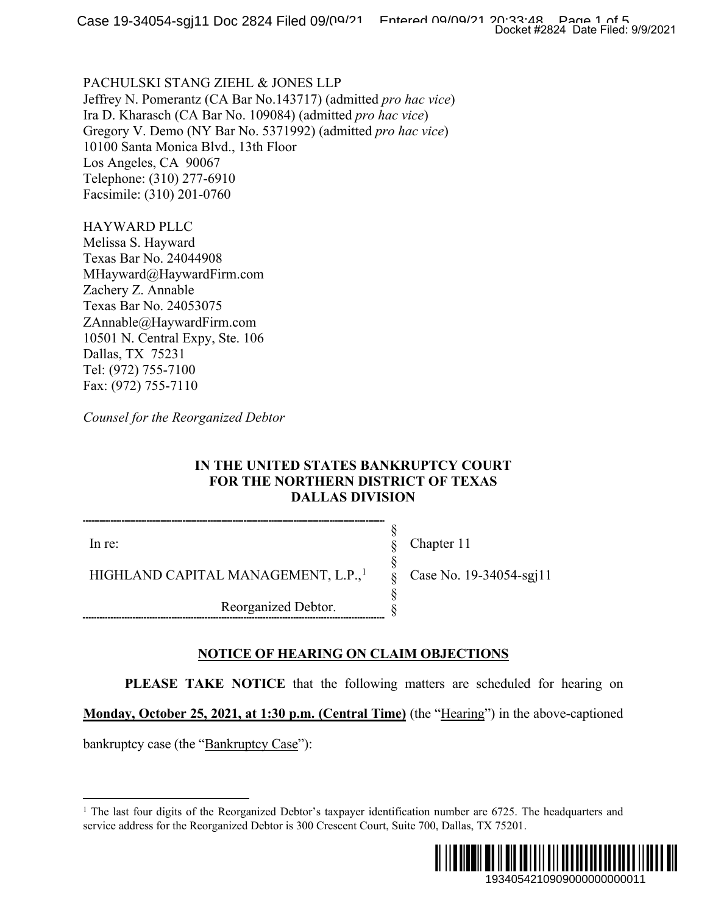PACHULSKI STANG ZIEHL & JONES LLP
Jeffrey N. Pomerantz (CA Bar No.143717) (admitted *pro hac vice*)
Ira D. Kharasch (CA Bar No. 109084) (admitted *pro hac vice*)
Gregory V. Demo (NY Bar No. 5371992) (admitted *pro hac vice*)
10100 Santa Monica Blvd., 13th Floor
Los Angeles, CA 90067
Telephone: (310) 277-6910
Facsimile: (310) 201-0760

HAYWARD PLLC
Melissa S. Hayward
Texas Bar No. 24044908
MHayward@HaywardFirm.com
Zachery Z. Annable
Texas Bar No. 24053075
ZAnnable@HaywardFirm.com
10501 N. Central Expy, Ste. 106
Dallas, TX 75231
Tel: (972) 755-7100
Fax: (972) 755-7110

*Counsel for the Reorganized Debtor*

**IN THE UNITED STATES BANKRUPTCY COURT**
**FOR THE NORTHERN DISTRICT OF TEXAS**
**DALLAS DIVISION**

| | | |
|---|---|---|
| In re: | § | Chapter 11 |
| HIGHLAND CAPITAL MANAGEMENT, L.P.,[1] | § | Case No. 19-34054-sgj11 |
| Reorganized Debtor. | § | |

## NOTICE OF HEARING ON CLAIM OBJECTIONS

**PLEASE TAKE NOTICE** that the following matters are scheduled for hearing on **Monday, October 25, 2021, at 1:30 p.m. (Central Time)** (the "Hearing") in the above-captioned bankruptcy case (the "Bankruptcy Case"):

[1] The last four digits of the Reorganized Debtor's taxpayer identification number are 6725. The headquarters and service address for the Reorganized Debtor is 300 Crescent Court, Suite 700, Dallas, TX 75201.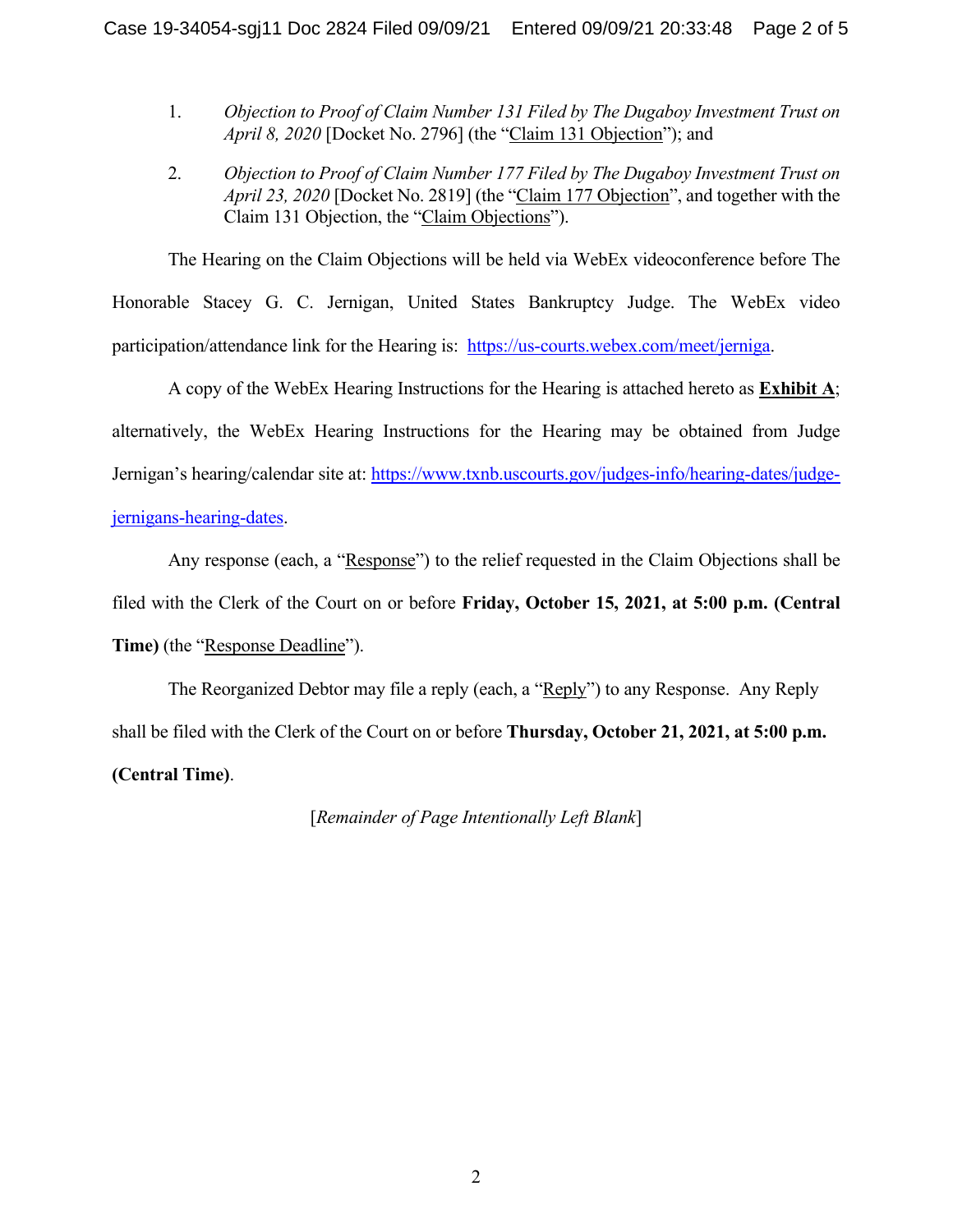1. *Objection to Proof of Claim Number 131 Filed by The Dugaboy Investment Trust on April 8, 2020* [Docket No. 2796] (the "Claim 131 Objection"); and

2. *Objection to Proof of Claim Number 177 Filed by The Dugaboy Investment Trust on April 23, 2020* [Docket No. 2819] (the "Claim 177 Objection", and together with the Claim 131 Objection, the "Claim Objections").

The Hearing on the Claim Objections will be held via WebEx videoconference before The Honorable Stacey G. C. Jernigan, United States Bankruptcy Judge. The WebEx video participation/attendance link for the Hearing is: https://us-courts.webex.com/meet/jerniga.

A copy of the WebEx Hearing Instructions for the Hearing is attached hereto as **Exhibit A**; alternatively, the WebEx Hearing Instructions for the Hearing may be obtained from Judge Jernigan's hearing/calendar site at: https://www.txnb.uscourts.gov/judges-info/hearing-dates/judge-jernigans-hearing-dates.

Any response (each, a "Response") to the relief requested in the Claim Objections shall be filed with the Clerk of the Court on or before **Friday, October 15, 2021, at 5:00 p.m. (Central Time)** (the "Response Deadline").

The Reorganized Debtor may file a reply (each, a "Reply") to any Response. Any Reply shall be filed with the Clerk of the Court on or before **Thursday, October 21, 2021, at 5:00 p.m. (Central Time)**.

[*Remainder of Page Intentionally Left Blank*]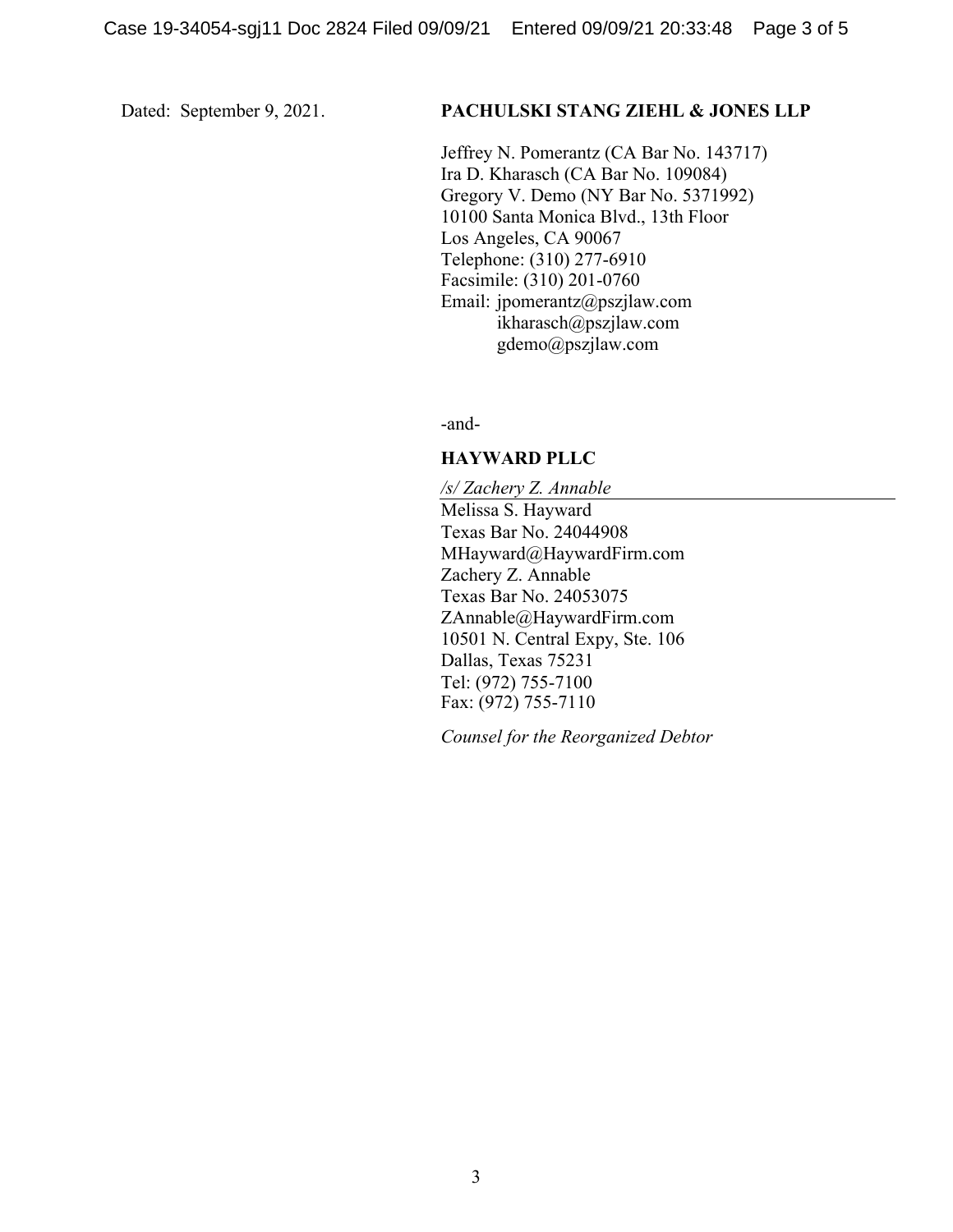Dated: September 9, 2021.

**PACHULSKI STANG ZIEHL & JONES LLP**

Jeffrey N. Pomerantz (CA Bar No. 143717)
Ira D. Kharasch (CA Bar No. 109084)
Gregory V. Demo (NY Bar No. 5371992)
10100 Santa Monica Blvd., 13th Floor
Los Angeles, CA 90067
Telephone: (310) 277-6910
Facsimile: (310) 201-0760
Email: jpomerantz@pszjlaw.com
ikharasch@pszjlaw.com
gdemo@pszjlaw.com

-and-

**HAYWARD PLLC**

*/s/ Zachery Z. Annable*
Melissa S. Hayward
Texas Bar No. 24044908
MHayward@HaywardFirm.com
Zachery Z. Annable
Texas Bar No. 24053075
ZAnnable@HaywardFirm.com
10501 N. Central Expy, Ste. 106
Dallas, Texas 75231
Tel: (972) 755-7100
Fax: (972) 755-7110

*Counsel for the Reorganized Debtor*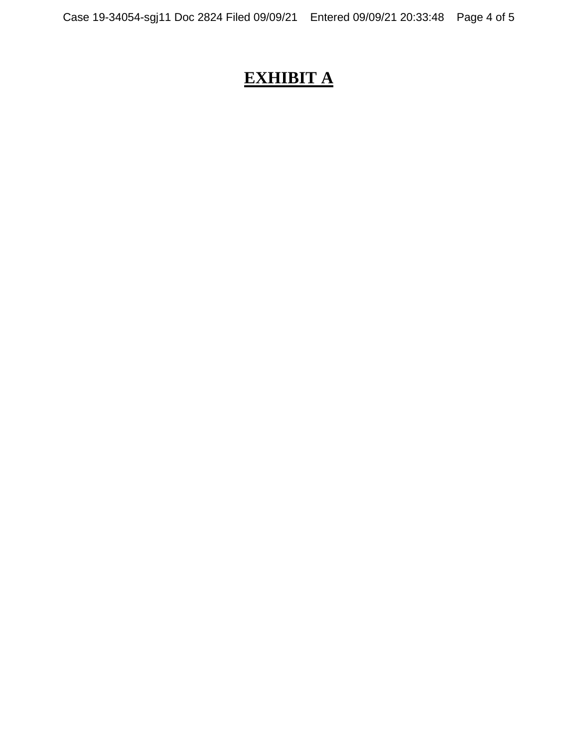# **EXHIBIT A**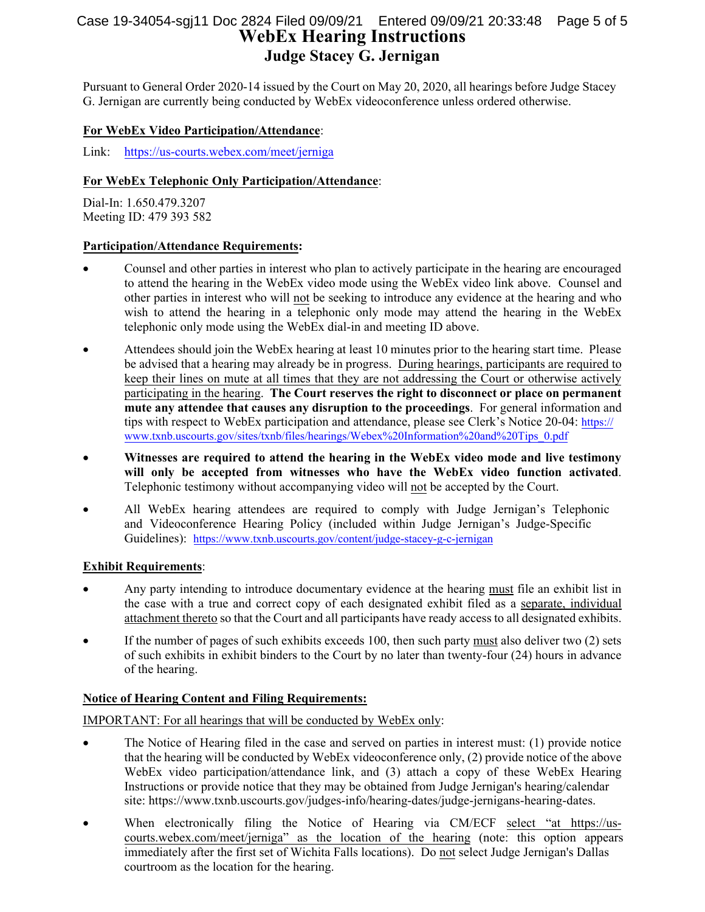# WebEx Hearing Instructions

## Judge Stacey G. Jernigan

Pursuant to General Order 2020-14 issued by the Court on May 20, 2020, all hearings before Judge Stacey G. Jernigan are currently being conducted by WebEx videoconference unless ordered otherwise.

**For WebEx Video Participation/Attendance**:

Link: https://us-courts.webex.com/meet/jerniga

**For WebEx Telephonic Only Participation/Attendance**:

Dial-In: 1.650.479.3207
Meeting ID: 479 393 582

**Participation/Attendance Requirements:**

- Counsel and other parties in interest who plan to actively participate in the hearing are encouraged to attend the hearing in the WebEx video mode using the WebEx video link above. Counsel and other parties in interest who will not be seeking to introduce any evidence at the hearing and who wish to attend the hearing in a telephonic only mode may attend the hearing in the WebEx telephonic only mode using the WebEx dial-in and meeting ID above.
- Attendees should join the WebEx hearing at least 10 minutes prior to the hearing start time. Please be advised that a hearing may already be in progress. During hearings, participants are required to keep their lines on mute at all times that they are not addressing the Court or otherwise actively participating in the hearing. **The Court reserves the right to disconnect or place on permanent mute any attendee that causes any disruption to the proceedings**. For general information and tips with respect to WebEx participation and attendance, please see Clerk's Notice 20-04: https://www.txnb.uscourts.gov/sites/txnb/files/hearings/Webex%20Information%20and%20Tips_0.pdf
- **Witnesses are required to attend the hearing in the WebEx video mode and live testimony will only be accepted from witnesses who have the WebEx video function activated**. Telephonic testimony without accompanying video will not be accepted by the Court.
- All WebEx hearing attendees are required to comply with Judge Jernigan's Telephonic and Videoconference Hearing Policy (included within Judge Jernigan's Judge-Specific Guidelines): https://www.txnb.uscourts.gov/content/judge-stacey-g-c-jernigan

**Exhibit Requirements**:

- Any party intending to introduce documentary evidence at the hearing must file an exhibit list in the case with a true and correct copy of each designated exhibit filed as a separate, individual attachment thereto so that the Court and all participants have ready access to all designated exhibits.
- If the number of pages of such exhibits exceeds 100, then such party must also deliver two (2) sets of such exhibits in exhibit binders to the Court by no later than twenty-four (24) hours in advance of the hearing.

**Notice of Hearing Content and Filing Requirements:**

IMPORTANT: For all hearings that will be conducted by WebEx only:

- The Notice of Hearing filed in the case and served on parties in interest must: (1) provide notice that the hearing will be conducted by WebEx videoconference only, (2) provide notice of the above WebEx video participation/attendance link, and (3) attach a copy of these WebEx Hearing Instructions or provide notice that they may be obtained from Judge Jernigan's hearing/calendar site: https://www.txnb.uscourts.gov/judges-info/hearing-dates/judge-jernigans-hearing-dates.
- When electronically filing the Notice of Hearing via CM/ECF select "at https://us-courts.webex.com/meet/jerniga" as the location of the hearing (note: this option appears immediately after the first set of Wichita Falls locations). Do not select Judge Jernigan's Dallas courtroom as the location for the hearing.